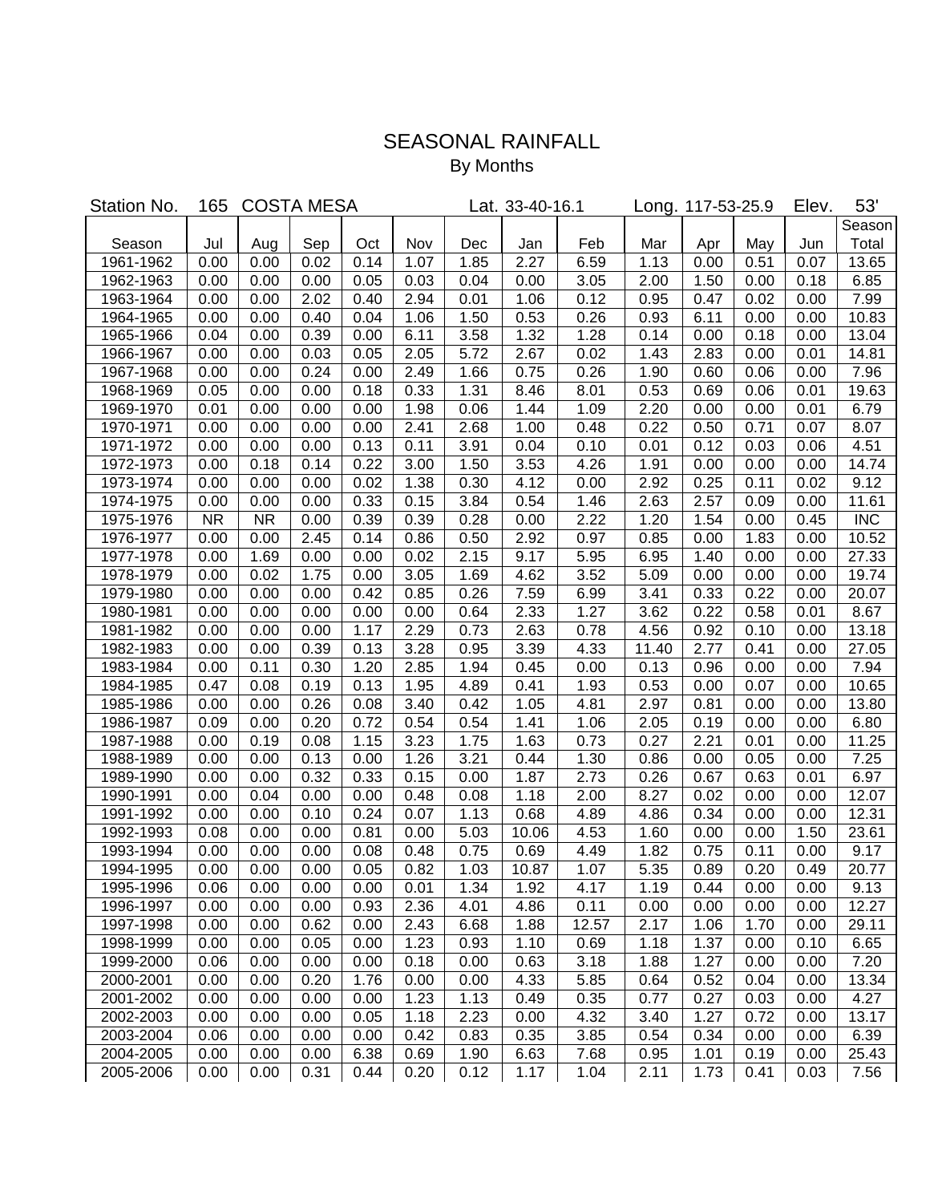# SEASONAL RAINFALL

## By Months

Station No. 165 COSTA MESA Lat. 33-40-16.1 Long. 117-53-25.9 Elev. 53'

| Season | Jul | Aug | Sep | Oct | Nov | Dec | Jan | Feb | Mar | Apr | May | Jun | Season Total |
|---|---|---|---|---|---|---|---|---|---|---|---|---|---|
| 1961-1962 | 0.00 | 0.00 | 0.02 | 0.14 | 1.07 | 1.85 | 2.27 | 6.59 | 1.13 | 0.00 | 0.51 | 0.07 | 13.65 |
| 1962-1963 | 0.00 | 0.00 | 0.00 | 0.05 | 0.03 | 0.04 | 0.00 | 3.05 | 2.00 | 1.50 | 0.00 | 0.18 | 6.85 |
| 1963-1964 | 0.00 | 0.00 | 2.02 | 0.40 | 2.94 | 0.01 | 1.06 | 0.12 | 0.95 | 0.47 | 0.02 | 0.00 | 7.99 |
| 1964-1965 | 0.00 | 0.00 | 0.40 | 0.04 | 1.06 | 1.50 | 0.53 | 0.26 | 0.93 | 6.11 | 0.00 | 0.00 | 10.83 |
| 1965-1966 | 0.04 | 0.00 | 0.39 | 0.00 | 6.11 | 3.58 | 1.32 | 1.28 | 0.14 | 0.00 | 0.18 | 0.00 | 13.04 |
| 1966-1967 | 0.00 | 0.00 | 0.03 | 0.05 | 2.05 | 5.72 | 2.67 | 0.02 | 1.43 | 2.83 | 0.00 | 0.01 | 14.81 |
| 1967-1968 | 0.00 | 0.00 | 0.24 | 0.00 | 2.49 | 1.66 | 0.75 | 0.26 | 1.90 | 0.60 | 0.06 | 0.00 | 7.96 |
| 1968-1969 | 0.05 | 0.00 | 0.00 | 0.18 | 0.33 | 1.31 | 8.46 | 8.01 | 0.53 | 0.69 | 0.06 | 0.01 | 19.63 |
| 1969-1970 | 0.01 | 0.00 | 0.00 | 0.00 | 1.98 | 0.06 | 1.44 | 1.09 | 2.20 | 0.00 | 0.00 | 0.01 | 6.79 |
| 1970-1971 | 0.00 | 0.00 | 0.00 | 0.00 | 2.41 | 2.68 | 1.00 | 0.48 | 0.22 | 0.50 | 0.71 | 0.07 | 8.07 |
| 1971-1972 | 0.00 | 0.00 | 0.00 | 0.13 | 0.11 | 3.91 | 0.04 | 0.10 | 0.01 | 0.12 | 0.03 | 0.06 | 4.51 |
| 1972-1973 | 0.00 | 0.18 | 0.14 | 0.22 | 3.00 | 1.50 | 3.53 | 4.26 | 1.91 | 0.00 | 0.00 | 0.00 | 14.74 |
| 1973-1974 | 0.00 | 0.00 | 0.00 | 0.02 | 1.38 | 0.30 | 4.12 | 0.00 | 2.92 | 0.25 | 0.11 | 0.02 | 9.12 |
| 1974-1975 | 0.00 | 0.00 | 0.00 | 0.33 | 0.15 | 3.84 | 0.54 | 1.46 | 2.63 | 2.57 | 0.09 | 0.00 | 11.61 |
| 1975-1976 | NR | NR | 0.00 | 0.39 | 0.39 | 0.28 | 0.00 | 2.22 | 1.20 | 1.54 | 0.00 | 0.45 | INC |
| 1976-1977 | 0.00 | 0.00 | 2.45 | 0.14 | 0.86 | 0.50 | 2.92 | 0.97 | 0.85 | 0.00 | 1.83 | 0.00 | 10.52 |
| 1977-1978 | 0.00 | 1.69 | 0.00 | 0.00 | 0.02 | 2.15 | 9.17 | 5.95 | 6.95 | 1.40 | 0.00 | 0.00 | 27.33 |
| 1978-1979 | 0.00 | 0.02 | 1.75 | 0.00 | 3.05 | 1.69 | 4.62 | 3.52 | 5.09 | 0.00 | 0.00 | 0.00 | 19.74 |
| 1979-1980 | 0.00 | 0.00 | 0.00 | 0.42 | 0.85 | 0.26 | 7.59 | 6.99 | 3.41 | 0.33 | 0.22 | 0.00 | 20.07 |
| 1980-1981 | 0.00 | 0.00 | 0.00 | 0.00 | 0.00 | 0.64 | 2.33 | 1.27 | 3.62 | 0.22 | 0.58 | 0.01 | 8.67 |
| 1981-1982 | 0.00 | 0.00 | 0.00 | 1.17 | 2.29 | 0.73 | 2.63 | 0.78 | 4.56 | 0.92 | 0.10 | 0.00 | 13.18 |
| 1982-1983 | 0.00 | 0.00 | 0.39 | 0.13 | 3.28 | 0.95 | 3.39 | 4.33 | 11.40 | 2.77 | 0.41 | 0.00 | 27.05 |
| 1983-1984 | 0.00 | 0.11 | 0.30 | 1.20 | 2.85 | 1.94 | 0.45 | 0.00 | 0.13 | 0.96 | 0.00 | 0.00 | 7.94 |
| 1984-1985 | 0.47 | 0.08 | 0.19 | 0.13 | 1.95 | 4.89 | 0.41 | 1.93 | 0.53 | 0.00 | 0.07 | 0.00 | 10.65 |
| 1985-1986 | 0.00 | 0.00 | 0.26 | 0.08 | 3.40 | 0.42 | 1.05 | 4.81 | 2.97 | 0.81 | 0.00 | 0.00 | 13.80 |
| 1986-1987 | 0.09 | 0.00 | 0.20 | 0.72 | 0.54 | 0.54 | 1.41 | 1.06 | 2.05 | 0.19 | 0.00 | 0.00 | 6.80 |
| 1987-1988 | 0.00 | 0.19 | 0.08 | 1.15 | 3.23 | 1.75 | 1.63 | 0.73 | 0.27 | 2.21 | 0.01 | 0.00 | 11.25 |
| 1988-1989 | 0.00 | 0.00 | 0.13 | 0.00 | 1.26 | 3.21 | 0.44 | 1.30 | 0.86 | 0.00 | 0.05 | 0.00 | 7.25 |
| 1989-1990 | 0.00 | 0.00 | 0.32 | 0.33 | 0.15 | 0.00 | 1.87 | 2.73 | 0.26 | 0.67 | 0.63 | 0.01 | 6.97 |
| 1990-1991 | 0.00 | 0.04 | 0.00 | 0.00 | 0.48 | 0.08 | 1.18 | 2.00 | 8.27 | 0.02 | 0.00 | 0.00 | 12.07 |
| 1991-1992 | 0.00 | 0.00 | 0.10 | 0.24 | 0.07 | 1.13 | 0.68 | 4.89 | 4.86 | 0.34 | 0.00 | 0.00 | 12.31 |
| 1992-1993 | 0.08 | 0.00 | 0.00 | 0.81 | 0.00 | 5.03 | 10.06 | 4.53 | 1.60 | 0.00 | 0.00 | 1.50 | 23.61 |
| 1993-1994 | 0.00 | 0.00 | 0.00 | 0.08 | 0.48 | 0.75 | 0.69 | 4.49 | 1.82 | 0.75 | 0.11 | 0.00 | 9.17 |
| 1994-1995 | 0.00 | 0.00 | 0.00 | 0.05 | 0.82 | 1.03 | 10.87 | 1.07 | 5.35 | 0.89 | 0.20 | 0.49 | 20.77 |
| 1995-1996 | 0.06 | 0.00 | 0.00 | 0.00 | 0.01 | 1.34 | 1.92 | 4.17 | 1.19 | 0.44 | 0.00 | 0.00 | 9.13 |
| 1996-1997 | 0.00 | 0.00 | 0.00 | 0.93 | 2.36 | 4.01 | 4.86 | 0.11 | 0.00 | 0.00 | 0.00 | 0.00 | 12.27 |
| 1997-1998 | 0.00 | 0.00 | 0.62 | 0.00 | 2.43 | 6.68 | 1.88 | 12.57 | 2.17 | 1.06 | 1.70 | 0.00 | 29.11 |
| 1998-1999 | 0.00 | 0.00 | 0.05 | 0.00 | 1.23 | 0.93 | 1.10 | 0.69 | 1.18 | 1.37 | 0.00 | 0.10 | 6.65 |
| 1999-2000 | 0.06 | 0.00 | 0.00 | 0.00 | 0.18 | 0.00 | 0.63 | 3.18 | 1.88 | 1.27 | 0.00 | 0.00 | 7.20 |
| 2000-2001 | 0.00 | 0.00 | 0.20 | 1.76 | 0.00 | 0.00 | 4.33 | 5.85 | 0.64 | 0.52 | 0.04 | 0.00 | 13.34 |
| 2001-2002 | 0.00 | 0.00 | 0.00 | 0.00 | 1.23 | 1.13 | 0.49 | 0.35 | 0.77 | 0.27 | 0.03 | 0.00 | 4.27 |
| 2002-2003 | 0.00 | 0.00 | 0.00 | 0.05 | 1.18 | 2.23 | 0.00 | 4.32 | 3.40 | 1.27 | 0.72 | 0.00 | 13.17 |
| 2003-2004 | 0.06 | 0.00 | 0.00 | 0.00 | 0.42 | 0.83 | 0.35 | 3.85 | 0.54 | 0.34 | 0.00 | 0.00 | 6.39 |
| 2004-2005 | 0.00 | 0.00 | 0.00 | 6.38 | 0.69 | 1.90 | 6.63 | 7.68 | 0.95 | 1.01 | 0.19 | 0.00 | 25.43 |
| 2005-2006 | 0.00 | 0.00 | 0.31 | 0.44 | 0.20 | 0.12 | 1.17 | 1.04 | 2.11 | 1.73 | 0.41 | 0.03 | 7.56 |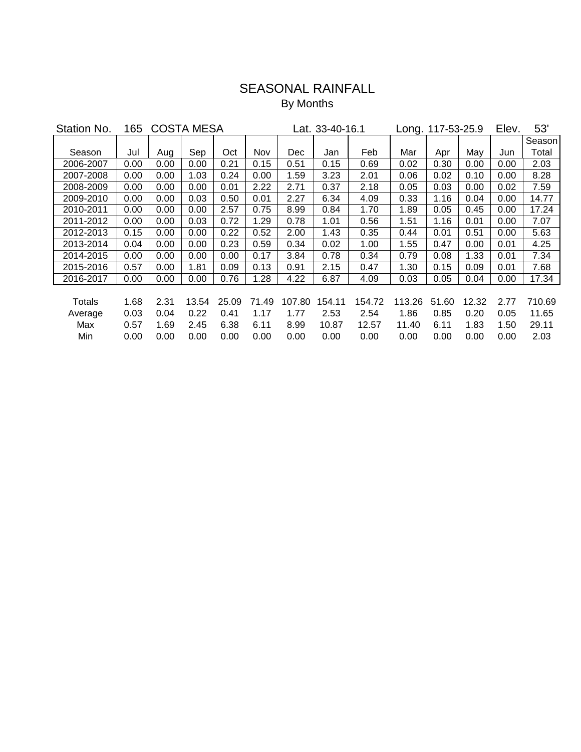# SEASONAL RAINFALL

By Months

Station No. 165 COSTA MESA Lat. 33-40-16.1 Long. 117-53-25.9 Elev. 53'

| Season | Jul | Aug | Sep | Oct | Nov | Dec | Jan | Feb | Mar | Apr | May | Jun | Season Total |
|---|---|---|---|---|---|---|---|---|---|---|---|---|---|
| 2006-2007 | 0.00 | 0.00 | 0.00 | 0.21 | 0.15 | 0.51 | 0.15 | 0.69 | 0.02 | 0.30 | 0.00 | 0.00 | 2.03 |
| 2007-2008 | 0.00 | 0.00 | 1.03 | 0.24 | 0.00 | 1.59 | 3.23 | 2.01 | 0.06 | 0.02 | 0.10 | 0.00 | 8.28 |
| 2008-2009 | 0.00 | 0.00 | 0.00 | 0.01 | 2.22 | 2.71 | 0.37 | 2.18 | 0.05 | 0.03 | 0.00 | 0.02 | 7.59 |
| 2009-2010 | 0.00 | 0.00 | 0.03 | 0.50 | 0.01 | 2.27 | 6.34 | 4.09 | 0.33 | 1.16 | 0.04 | 0.00 | 14.77 |
| 2010-2011 | 0.00 | 0.00 | 0.00 | 2.57 | 0.75 | 8.99 | 0.84 | 1.70 | 1.89 | 0.05 | 0.45 | 0.00 | 17.24 |
| 2011-2012 | 0.00 | 0.00 | 0.03 | 0.72 | 1.29 | 0.78 | 1.01 | 0.56 | 1.51 | 1.16 | 0.01 | 0.00 | 7.07 |
| 2012-2013 | 0.15 | 0.00 | 0.00 | 0.22 | 0.52 | 2.00 | 1.43 | 0.35 | 0.44 | 0.01 | 0.51 | 0.00 | 5.63 |
| 2013-2014 | 0.04 | 0.00 | 0.00 | 0.23 | 0.59 | 0.34 | 0.02 | 1.00 | 1.55 | 0.47 | 0.00 | 0.01 | 4.25 |
| 2014-2015 | 0.00 | 0.00 | 0.00 | 0.00 | 0.17 | 3.84 | 0.78 | 0.34 | 0.79 | 0.08 | 1.33 | 0.01 | 7.34 |
| 2015-2016 | 0.57 | 0.00 | 1.81 | 0.09 | 0.13 | 0.91 | 2.15 | 0.47 | 1.30 | 0.15 | 0.09 | 0.01 | 7.68 |
| 2016-2017 | 0.00 | 0.00 | 0.00 | 0.76 | 1.28 | 4.22 | 6.87 | 4.09 | 0.03 | 0.05 | 0.04 | 0.00 | 17.34 |
| | | | | | | | | | | | | | |
| Totals | 1.68 | 2.31 | 13.54 | 25.09 | 71.49 | 107.80 | 154.11 | 154.72 | 113.26 | 51.60 | 12.32 | 2.77 | 710.69 |
| Average | 0.03 | 0.04 | 0.22 | 0.41 | 1.17 | 1.77 | 2.53 | 2.54 | 1.86 | 0.85 | 0.20 | 0.05 | 11.65 |
| Max | 0.57 | 1.69 | 2.45 | 6.38 | 6.11 | 8.99 | 10.87 | 12.57 | 11.40 | 6.11 | 1.83 | 1.50 | 29.11 |
| Min | 0.00 | 0.00 | 0.00 | 0.00 | 0.00 | 0.00 | 0.00 | 0.00 | 0.00 | 0.00 | 0.00 | 0.00 | 2.03 |